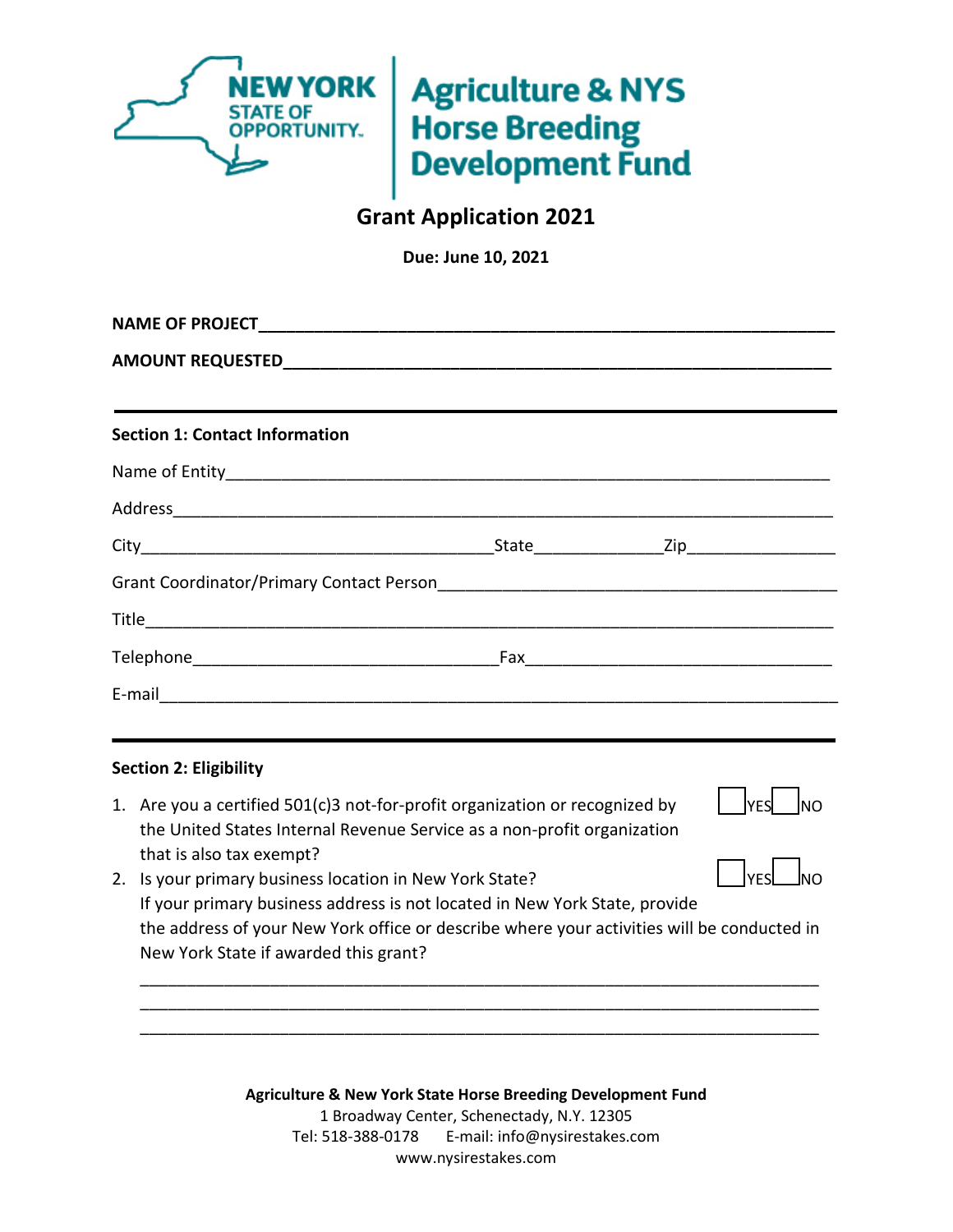NEW YORK STATE OF OPPORTUNITY. | Agriculture & NYS Horse Breeding Development Fund

# Grant Application 2021

**Due: June 10, 2021**

**NAME OF PROJECT**_______________________________________________________________

**AMOUNT REQUESTED**_____________________________________________________________

---

## Section 1: Contact Information

Name of Entity_______________________________________________________________

Address_____________________________________________________________________

City____________________________________State_____________Zip_______________

Grant Coordinator/Primary Contact Person__________________________________________

Title_______________________________________________________________________

Telephone________________________________Fax_______________________________

E-mail______________________________________________________________________

---

## Section 2: Eligibility

1. Are you a certified 501(c)3 not-for-profit organization or recognized by the United States Internal Revenue Service as a non-profit organization that is also tax exempt? ☐ YES ☐ NO
2. Is your primary business location in New York State? ☐ YES ☐ NO
   If your primary business address is not located in New York State, provide the address of your New York office or describe where your activities will be conducted in New York State if awarded this grant?

   ___________________________________________________________________________
   ___________________________________________________________________________
   ___________________________________________________________________________

**Agriculture & New York State Horse Breeding Development Fund**
1 Broadway Center, Schenectady, N.Y. 12305
Tel: 518-388-0178 E-mail: info@nysirestakes.com
www.nysirestakes.com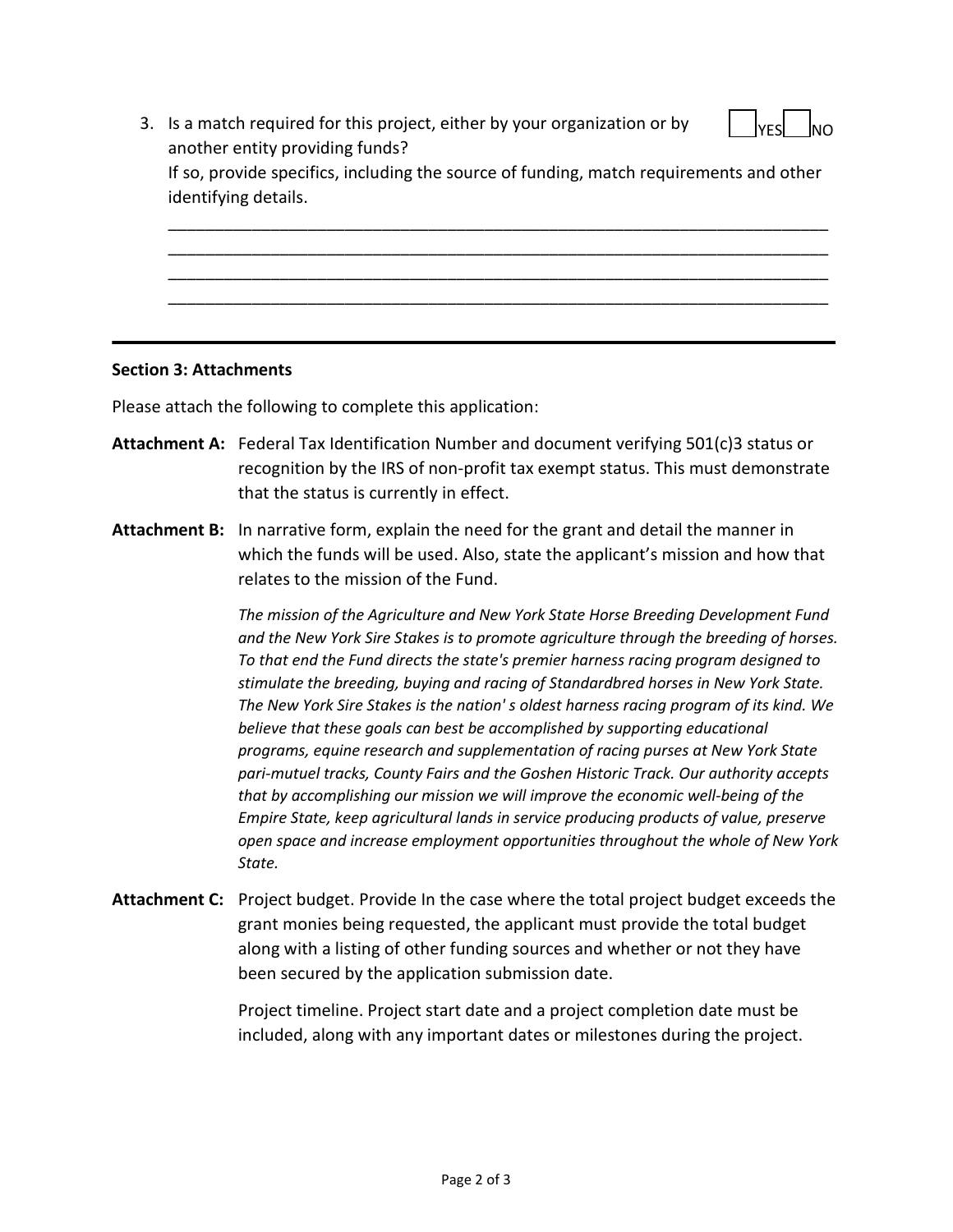3. Is a match required for this project, either by your organization or by another entity providing funds? ☐ YES ☐ NO

   If so, provide specifics, including the source of funding, match requirements and other identifying details.

   ___________________________________________________________________________
   ___________________________________________________________________________
   ___________________________________________________________________________
   ___________________________________________________________________________

---

**Section 3: Attachments**

Please attach the following to complete this application:

**Attachment A:** Federal Tax Identification Number and document verifying 501(c)3 status or recognition by the IRS of non-profit tax exempt status. This must demonstrate that the status is currently in effect.

**Attachment B:** In narrative form, explain the need for the grant and detail the manner in which the funds will be used. Also, state the applicant's mission and how that relates to the mission of the Fund.

*The mission of the Agriculture and New York State Horse Breeding Development Fund and the New York Sire Stakes is to promote agriculture through the breeding of horses. To that end the Fund directs the state's premier harness racing program designed to stimulate the breeding, buying and racing of Standardbred horses in New York State. The New York Sire Stakes is the nation' s oldest harness racing program of its kind. We believe that these goals can best be accomplished by supporting educational programs, equine research and supplementation of racing purses at New York State pari-mutuel tracks, County Fairs and the Goshen Historic Track. Our authority accepts that by accomplishing our mission we will improve the economic well-being of the Empire State, keep agricultural lands in service producing products of value, preserve open space and increase employment opportunities throughout the whole of New York State.*

**Attachment C:** Project budget. Provide In the case where the total project budget exceeds the grant monies being requested, the applicant must provide the total budget along with a listing of other funding sources and whether or not they have been secured by the application submission date.

Project timeline. Project start date and a project completion date must be included, along with any important dates or milestones during the project.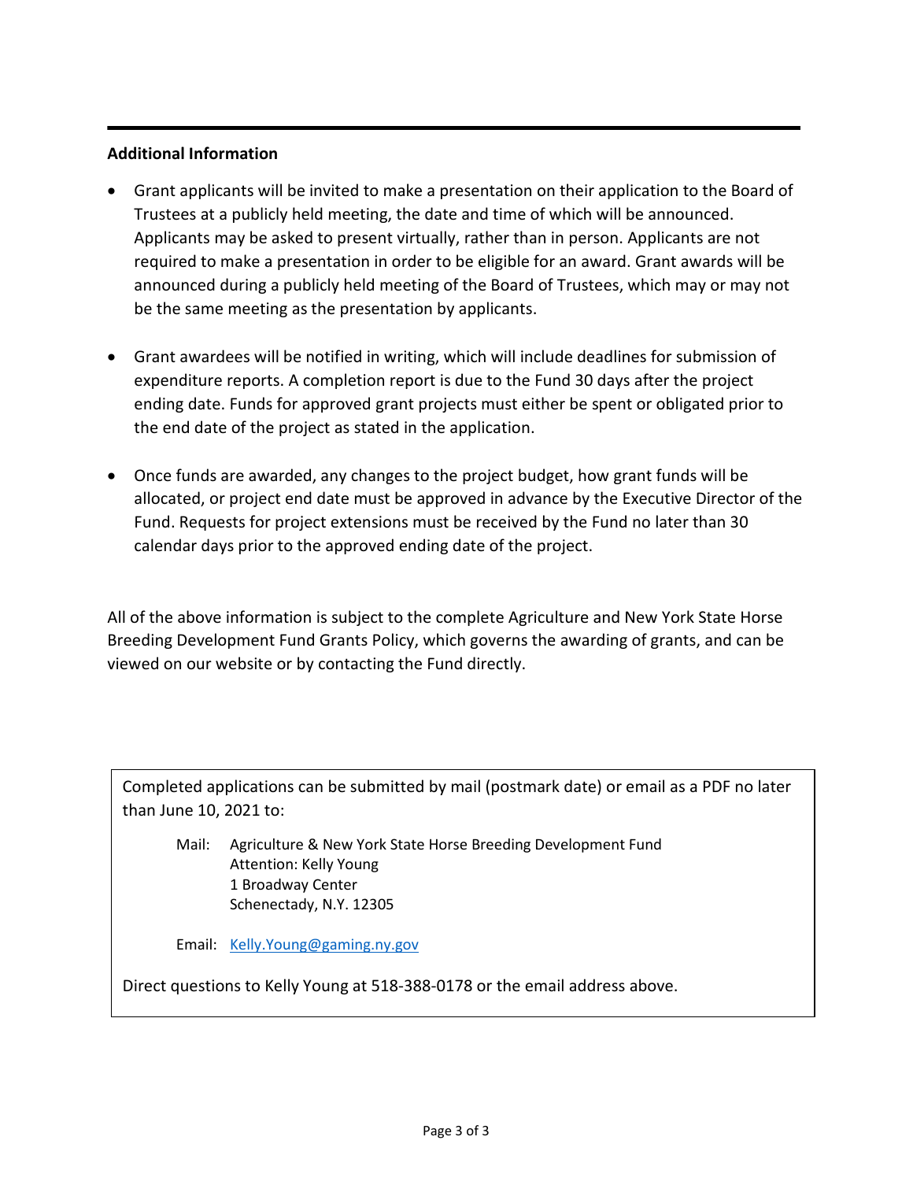**Additional Information**

- Grant applicants will be invited to make a presentation on their application to the Board of Trustees at a publicly held meeting, the date and time of which will be announced. Applicants may be asked to present virtually, rather than in person. Applicants are not required to make a presentation in order to be eligible for an award. Grant awards will be announced during a publicly held meeting of the Board of Trustees, which may or may not be the same meeting as the presentation by applicants.

- Grant awardees will be notified in writing, which will include deadlines for submission of expenditure reports. A completion report is due to the Fund 30 days after the project ending date. Funds for approved grant projects must either be spent or obligated prior to the end date of the project as stated in the application.

- Once funds are awarded, any changes to the project budget, how grant funds will be allocated, or project end date must be approved in advance by the Executive Director of the Fund. Requests for project extensions must be received by the Fund no later than 30 calendar days prior to the approved ending date of the project.

All of the above information is subject to the complete Agriculture and New York State Horse Breeding Development Fund Grants Policy, which governs the awarding of grants, and can be viewed on our website or by contacting the Fund directly.

Completed applications can be submitted by mail (postmark date) or email as a PDF no later than June 10, 2021 to:

Mail: Agriculture & New York State Horse Breeding Development Fund
Attention: Kelly Young
1 Broadway Center
Schenectady, N.Y. 12305

Email: Kelly.Young@gaming.ny.gov

Direct questions to Kelly Young at 518-388-0178 or the email address above.